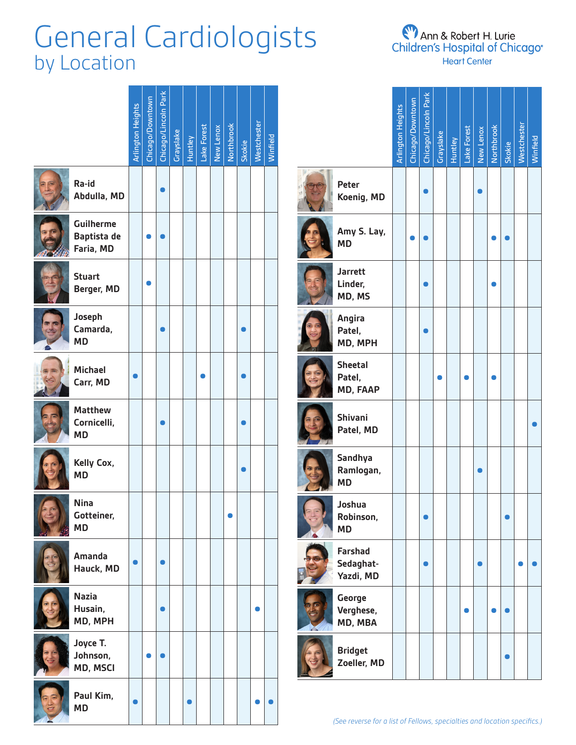# General Cardiologists
## by Location

Ann & Robert H. Lurie Children's Hospital of Chicago® Heart Center

| | Arlington Heights | Chicago/Downtown | Chicago/Lincoln Park | Grayslake | Huntley | Lake Forest | New Lenox | Northbrook | Skokie | Westchester | Winfield |
|---|---|---|---|---|---|---|---|---|---|---|---|
| Ra-id Abdulla, MD | | | ● | | | | | | | | |
| Guilherme Baptista de Faria, MD | | ● | ● | | | | | | | | |
| Stuart Berger, MD | | ● | | | | | | | | | |
| Joseph Camarda, MD | | | ● | | | | | | ● | | |
| Michael Carr, MD | ● | | | | | ● | | | ● | | |
| Matthew Cornicelli, MD | | | ● | | | | | | ● | | |
| Kelly Cox, MD | | | | | | | | | ● | | |
| Nina Gotteiner, MD | | | | | | | | ● | | | |
| Amanda Hauck, MD | ● | | ● | | | | | | | | |
| Nazia Husain, MD, MPH | | | ● | | | | | | | ● | |
| Joyce T. Johnson, MD, MSCI | | ● | ● | | | | | | | | |
| Paul Kim, MD | ● | | | | ● | | | | | ● | ● |
| Peter Koenig, MD | | | ● | | | | ● | | | | |
| Amy S. Lay, MD | | ● | ● | | | | | ● | ● | | |
| Jarrett Linder, MD, MS | | | ● | | | | | ● | | | |
| Angira Patel, MD, MPH | | | ● | | | | | | | | |
| Sheetal Patel, MD, FAAP | | | | ● | | ● | | ● | | | |
| Shivani Patel, MD | | | | | | | | | | | ● |
| Sandhya Ramlogan, MD | | | | | | | ● | | | | |
| Joshua Robinson, MD | | | ● | | | | | | ● | | |
| Farshad Sedaghat-Yazdi, MD | | | ● | | | | ● | | | ● | ● |
| George Verghese, MD, MBA | | | | | | ● | | ● | ● | | |
| Bridget Zoeller, MD | | | | | | | | | ● | | |

*(See reverse for a list of Fellows, specialties and location specifics.)*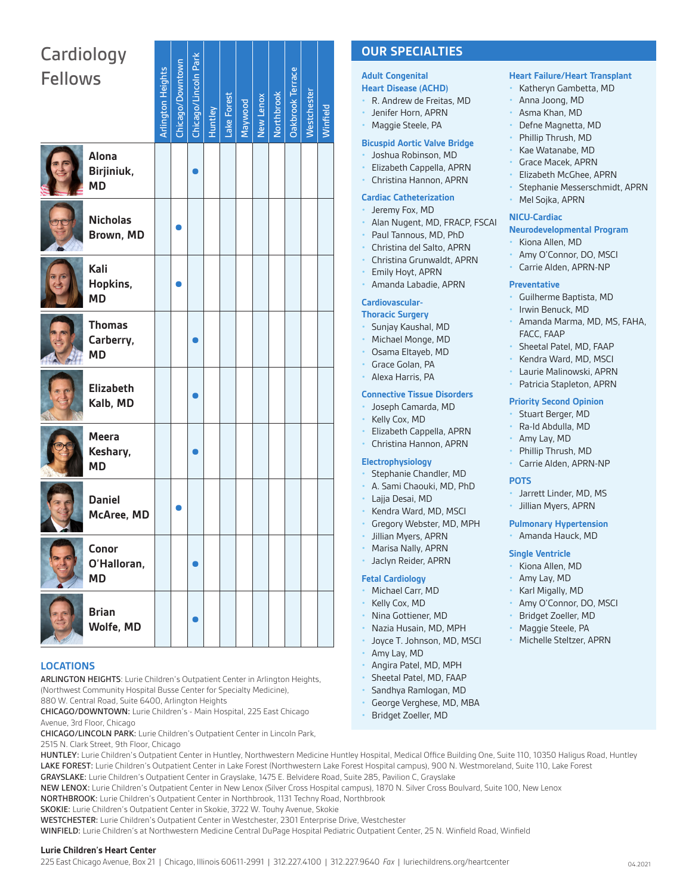## Cardiology Fellows

| | Arlington Heights | Chicago/Downtown | Chicago/Lincoln Park | Huntley | Lake Forest | Maywood | New Lenox | Northbrook | Oakbrook Terrace | Westchester | Winfield |
|---|---|---|---|---|---|---|---|---|---|---|---|
| **Alona Birjiniuk, MD** | | | ● | | | | | | | | |
| **Nicholas Brown, MD** | | ● | | | | | | | | | |
| **Kali Hopkins, MD** | | ● | | | | | | | | | |
| **Thomas Carberry, MD** | | | ● | | | | | | | | |
| **Elizabeth Kalb, MD** | | | ● | | | | | | | | |
| **Meera Keshary, MD** | | | ● | | | | | | | | |
| **Daniel McAree, MD** | | ● | | | | | | | | | |
| **Conor O'Halloran, MD** | | | ● | | | | | | | | |
| **Brian Wolfe, MD** | | | ● | | | | | | | | |

## OUR SPECIALTIES

### Adult Congenital Heart Disease (ACHD)
- R. Andrew de Freitas, MD
- Jenifer Horn, APRN
- Maggie Steele, PA

### Bicuspid Aortic Valve Bridge
- Joshua Robinson, MD
- Elizabeth Cappella, APRN
- Christina Hannon, APRN

### Cardiac Catheterization
- Jeremy Fox, MD
- Alan Nugent, MD, FRACP, FSCAI
- Paul Tannous, MD, PhD
- Christina del Salto, APRN
- Christina Grunwaldt, APRN
- Emily Hoyt, APRN
- Amanda Labadie, APRN

### Cardiovascular-Thoracic Surgery
- Sunjay Kaushal, MD
- Michael Monge, MD
- Osama Eltayeb, MD
- Grace Golan, PA
- Alexa Harris, PA

### Connective Tissue Disorders
- Joseph Camarda, MD
- Kelly Cox, MD
- Elizabeth Cappella, APRN
- Christina Hannon, APRN

### Electrophysiology
- Stephanie Chandler, MD
- A. Sami Chaouki, MD, PhD
- Lajja Desai, MD
- Kendra Ward, MD, MSCI
- Gregory Webster, MD, MPH
- Jillian Myers, APRN
- Marisa Nally, APRN
- Jaclyn Reider, APRN

### Fetal Cardiology
- Michael Carr, MD
- Kelly Cox, MD
- Nina Gottiener, MD
- Nazia Husain, MD, MPH
- Joyce T. Johnson, MD, MSCI
- Amy Lay, MD
- Angira Patel, MD, MPH
- Sheetal Patel, MD, FAAP
- Sandhya Ramlogan, MD
- George Verghese, MD, MBA
- Bridget Zoeller, MD

### Heart Failure/Heart Transplant
- Katheryn Gambetta, MD
- Anna Joong, MD
- Asma Khan, MD
- Defne Magnetta, MD
- Phillip Thrush, MD
- Kae Watanabe, MD
- Grace Macek, APRN
- Elizabeth McGhee, APRN
- Stephanie Messerschmidt, APRN
- Mel Sojka, APRN

### NICU-Cardiac Neurodevelopmental Program
- Kiona Allen, MD
- Amy O'Connor, DO, MSCI
- Carrie Alden, APRN-NP

### Preventative
- Guilherme Baptista, MD
- Irwin Benuck, MD
- Amanda Marma, MD, MS, FAHA, FACC, FAAP
- Sheetal Patel, MD, FAAP
- Kendra Ward, MD, MSCI
- Laurie Malinowski, APRN
- Patricia Stapleton, APRN

### Priority Second Opinion
- Stuart Berger, MD
- Ra-Id Abdulla, MD
- Amy Lay, MD
- Phillip Thrush, MD
- Carrie Alden, APRN-NP

### POTS
- Jarrett Linder, MD, MS
- Jillian Myers, APRN

### Pulmonary Hypertension
- Amanda Hauck, MD

### Single Ventricle
- Kiona Allen, MD
- Amy Lay, MD
- Karl Migally, MD
- Amy O'Connor, DO, MSCI
- Bridget Zoeller, MD
- Maggie Steele, PA
- Michelle Steltzer, APRN

## LOCATIONS

ARLINGTON HEIGHTS: Lurie Children's Outpatient Center in Arlington Heights, (Northwest Community Hospital Busse Center for Specialty Medicine), 880 W. Central Road, Suite 6400, Arlington Heights

CHICAGO/DOWNTOWN: Lurie Children's - Main Hospital, 225 East Chicago Avenue, 3rd Floor, Chicago

CHICAGO/LINCOLN PARK: Lurie Children's Outpatient Center in Lincoln Park, 2515 N. Clark Street, 9th Floor, Chicago

HUNTLEY: Lurie Children's Outpatient Center in Huntley, Northwestern Medicine Huntley Hospital, Medical Office Building One, Suite 110, 10350 Haligus Road, Huntley

LAKE FOREST: Lurie Children's Outpatient Center in Lake Forest (Northwestern Lake Forest Hospital campus), 900 N. Westmoreland, Suite 110, Lake Forest

GRAYSLAKE: Lurie Children's Outpatient Center in Grayslake, 1475 E. Belvidere Road, Suite 285, Pavilion C, Grayslake

NEW LENOX: Lurie Children's Outpatient Center in New Lenox (Silver Cross Hospital campus), 1870 N. Silver Cross Boulvard, Suite 100, New Lenox

NORTHBROOK: Lurie Children's Outpatient Center in Northbrook, 1131 Techny Road, Northbrook

SKOKIE: Lurie Children's Outpatient Center in Skokie, 3722 W. Touhy Avenue, Skokie

WESTCHESTER: Lurie Children's Outpatient Center in Westchester, 2301 Enterprise Drive, Westchester

WINFIELD: Lurie Children's at Northwestern Medicine Central DuPage Hospital Pediatric Outpatient Center, 25 N. Winfield Road, Winfield

**Lurie Children's Heart Center**
225 East Chicago Avenue, Box 21 | Chicago, Illinois 60611-2991 | 312.227.4100 | 312.227.9640 *Fax* | luriechildrens.org/heartcenter

04.2021